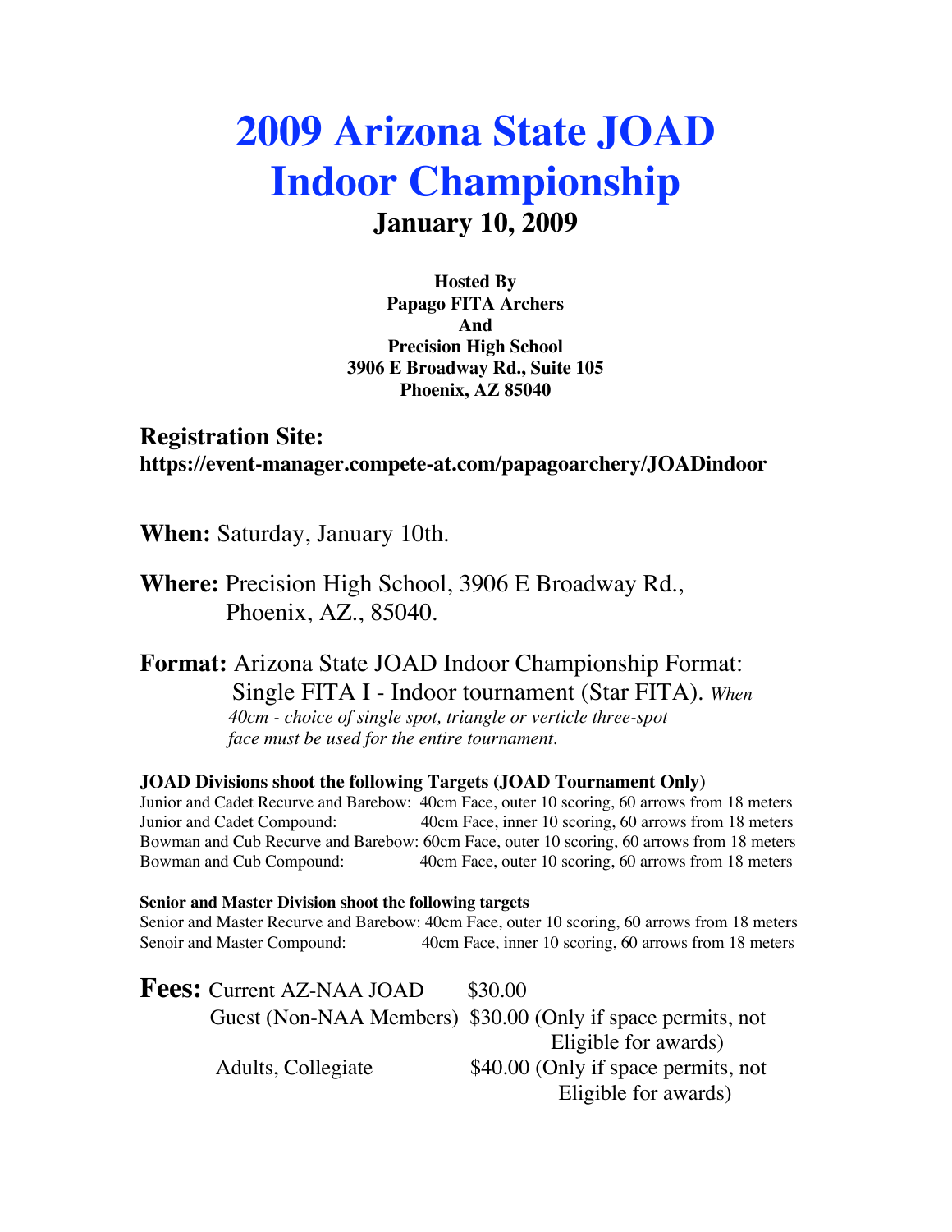# 2009 Arizona State JOAD Indoor Championship

## January 10, 2009

**Hosted By**
**Papago FITA Archers**
**And**
**Precision High School**
**3906 E Broadway Rd., Suite 105**
**Phoenix, AZ 85040**

## Registration Site:

**https://event-manager.compete-at.com/papagoarchery/JOADindoor**

**When:** Saturday, January 10th.

**Where:** Precision High School, 3906 E Broadway Rd., Phoenix, AZ., 85040.

**Format:** Arizona State JOAD Indoor Championship Format: Single FITA I - Indoor tournament (Star FITA). *When 40cm - choice of single spot, triangle or verticle three-spot face must be used for the entire tournament.*

**JOAD Divisions shoot the following Targets (JOAD Tournament Only)**

| | |
|---|---|
| Junior and Cadet Recurve and Barebow: | 40cm Face, outer 10 scoring, 60 arrows from 18 meters |
| Junior and Cadet Compound: | 40cm Face, inner 10 scoring, 60 arrows from 18 meters |
| Bowman and Cub Recurve and Barebow: | 60cm Face, outer 10 scoring, 60 arrows from 18 meters |
| Bowman and Cub Compound: | 40cm Face, outer 10 scoring, 60 arrows from 18 meters |

**Senior and Master Division shoot the following targets**

| | |
|---|---|
| Senior and Master Recurve and Barebow: | 40cm Face, outer 10 scoring, 60 arrows from 18 meters |
| Senoir and Master Compound: | 40cm Face, inner 10 scoring, 60 arrows from 18 meters |

**Fees:**

| | |
|---|---|
| Current AZ-NAA JOAD | \$30.00 |
| Guest (Non-NAA Members) | \$30.00 (Only if space permits, not Eligible for awards) |
| Adults, Collegiate | \$40.00 (Only if space permits, not Eligible for awards) |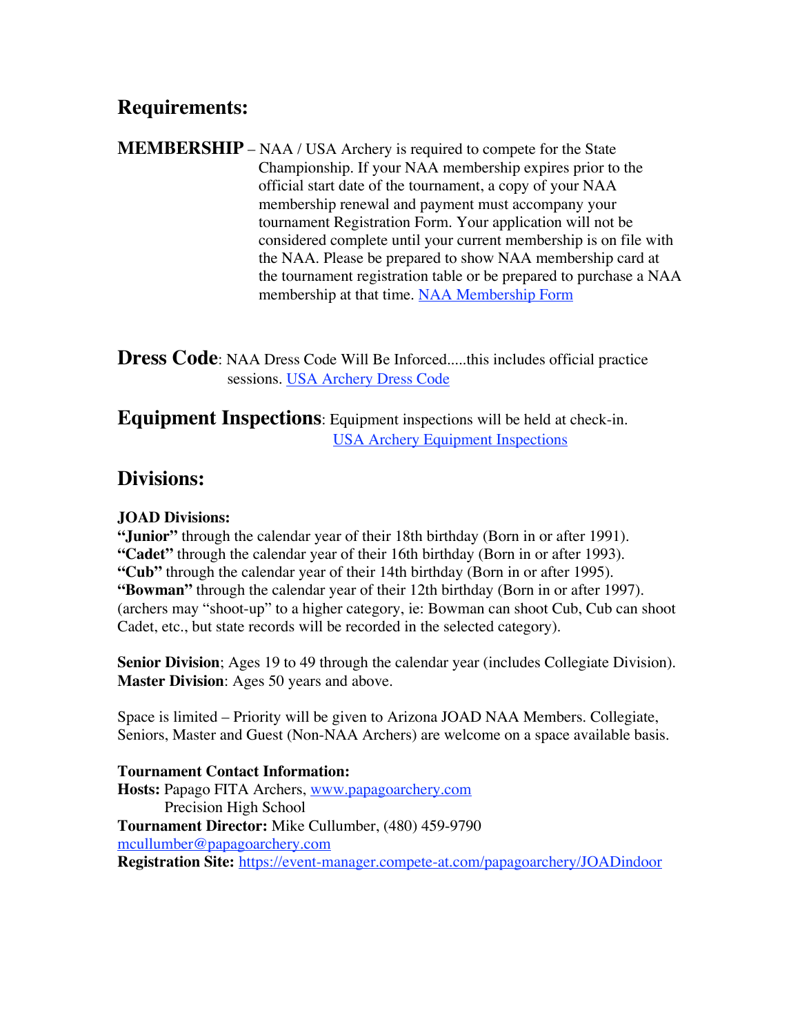## Requirements:

**MEMBERSHIP** – NAA / USA Archery is required to compete for the State Championship. If your NAA membership expires prior to the official start date of the tournament, a copy of your NAA membership renewal and payment must accompany your tournament Registration Form. Your application will not be considered complete until your current membership is on file with the NAA. Please be prepared to show NAA membership card at the tournament registration table or be prepared to purchase a NAA membership at that time. NAA Membership Form

**Dress Code**: NAA Dress Code Will Be Inforced.....this includes official practice sessions. USA Archery Dress Code

**Equipment Inspections**: Equipment inspections will be held at check-in. USA Archery Equipment Inspections

## Divisions:

**JOAD Divisions:**
**"Junior"** through the calendar year of their 18th birthday (Born in or after 1991).
**"Cadet"** through the calendar year of their 16th birthday (Born in or after 1993).
**"Cub"** through the calendar year of their 14th birthday (Born in or after 1995).
**"Bowman"** through the calendar year of their 12th birthday (Born in or after 1997).
(archers may "shoot-up" to a higher category, ie: Bowman can shoot Cub, Cub can shoot Cadet, etc., but state records will be recorded in the selected category).

**Senior Division**; Ages 19 to 49 through the calendar year (includes Collegiate Division).
**Master Division**: Ages 50 years and above.

Space is limited – Priority will be given to Arizona JOAD NAA Members. Collegiate, Seniors, Master and Guest (Non-NAA Archers) are welcome on a space available basis.

**Tournament Contact Information:**
**Hosts:** Papago FITA Archers, www.papagoarchery.com
Precision High School
**Tournament Director:** Mike Cullumber, (480) 459-9790
mcullumber@papagoarchery.com
**Registration Site:** https://event-manager.compete-at.com/papagoarchery/JOADindoor